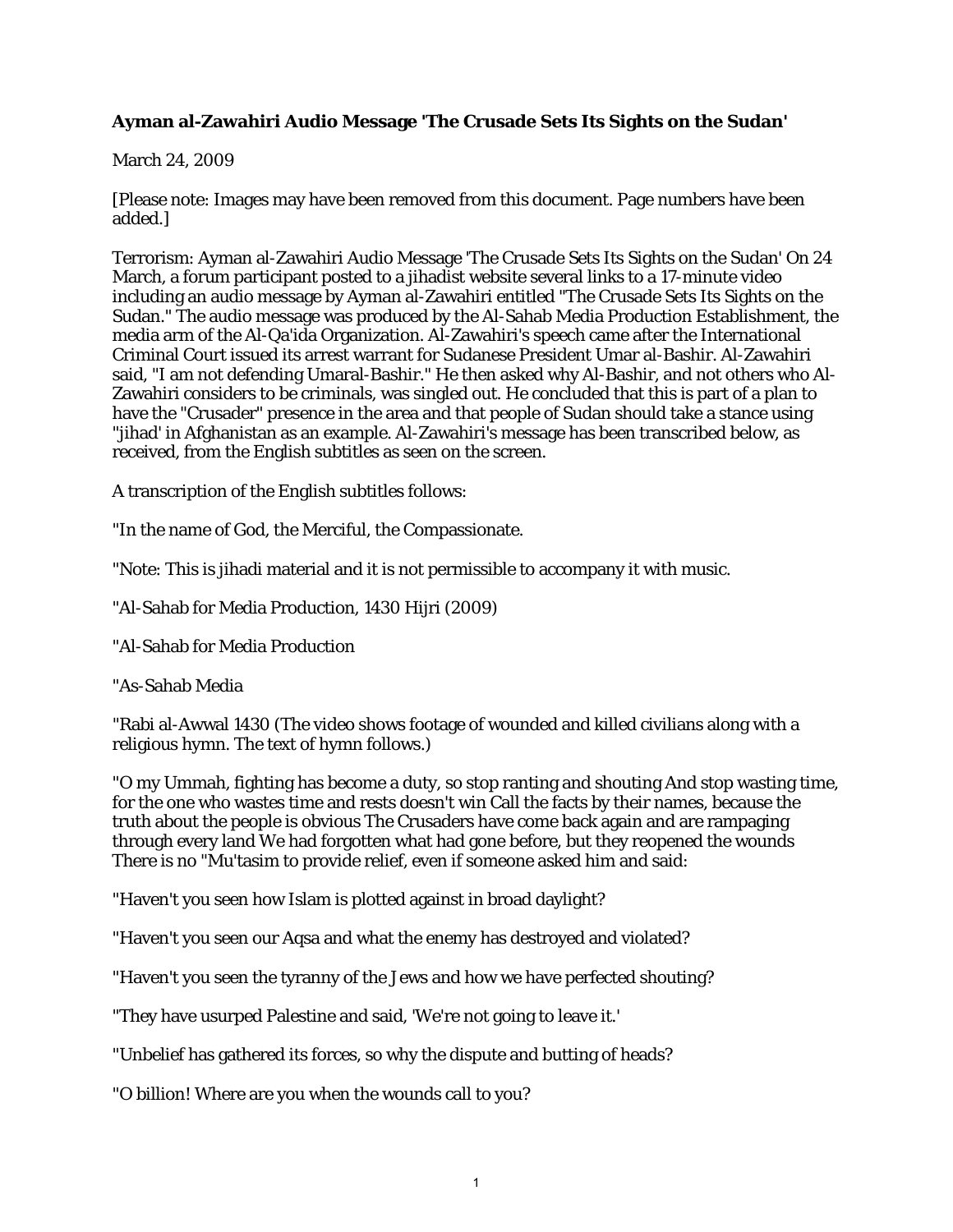**Ayman al-Zawahiri Audio Message 'The Crusade Sets Its Sights on the Sudan'**

March 24, 2009

[Please note: Images may have been removed from this document. Page numbers have been added.]

Terrorism: Ayman al-Zawahiri Audio Message 'The Crusade Sets Its Sights on the Sudan' On 24 March, a forum participant posted to a jihadist website several links to a 17-minute video including an audio message by Ayman al-Zawahiri entitled "The Crusade Sets Its Sights on the Sudan." The audio message was produced by the Al-Sahab Media Production Establishment, the media arm of the Al-Qa'ida Organization. Al-Zawahiri's speech came after the International Criminal Court issued its arrest warrant for Sudanese President Umar al-Bashir. Al-Zawahiri said, "I am not defending Umaral-Bashir." He then asked why Al-Bashir, and not others who Al-Zawahiri considers to be criminals, was singled out. He concluded that this is part of a plan to have the "Crusader" presence in the area and that people of Sudan should take a stance using "jihad' in Afghanistan as an example. Al-Zawahiri's message has been transcribed below, as received, from the English subtitles as seen on the screen.

A transcription of the English subtitles follows:

"In the name of God, the Merciful, the Compassionate.

"Note: This is jihadi material and it is not permissible to accompany it with music.

"Al-Sahab for Media Production, 1430 Hijri (2009)

"Al-Sahab for Media Production

"As-Sahab Media

"Rabi al-Awwal 1430 (The video shows footage of wounded and killed civilians along with a religious hymn. The text of hymn follows.)

"O my Ummah, fighting has become a duty, so stop ranting and shouting And stop wasting time, for the one who wastes time and rests doesn't win Call the facts by their names, because the truth about the people is obvious The Crusaders have come back again and are rampaging through every land We had forgotten what had gone before, but they reopened the wounds There is no "Mu'tasim to provide relief, even if someone asked him and said:

"Haven't you seen how Islam is plotted against in broad daylight?

"Haven't you seen our Aqsa and what the enemy has destroyed and violated?

"Haven't you seen the tyranny of the Jews and how we have perfected shouting?

"They have usurped Palestine and said, 'We're not going to leave it.'

"Unbelief has gathered its forces, so why the dispute and butting of heads?

"O billion! Where are you when the wounds call to you?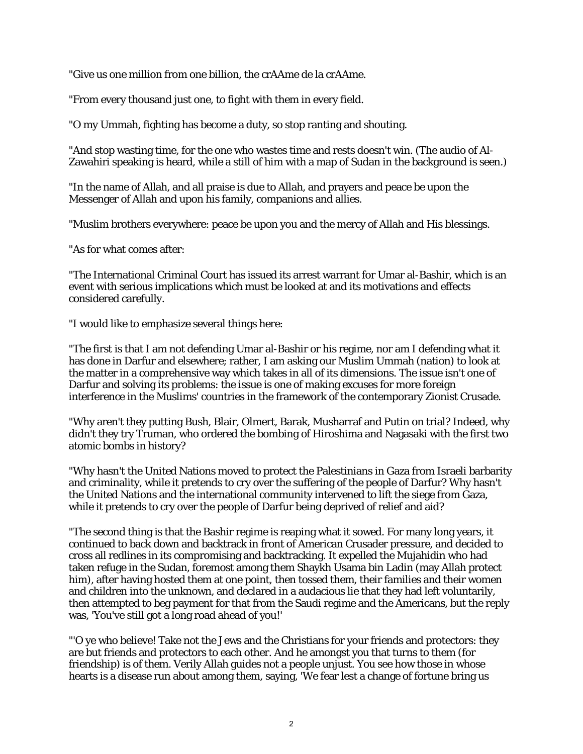"Give us one million from one billion, the crAAme de la crAAme.

"From every thousand just one, to fight with them in every field.

"O my Ummah, fighting has become a duty, so stop ranting and shouting.

"And stop wasting time, for the one who wastes time and rests doesn't win. (The audio of Al-Zawahiri speaking is heard, while a still of him with a map of Sudan in the background is seen.)

"In the name of Allah, and all praise is due to Allah, and prayers and peace be upon the Messenger of Allah and upon his family, companions and allies.

"Muslim brothers everywhere: peace be upon you and the mercy of Allah and His blessings.

"As for what comes after:

"The International Criminal Court has issued its arrest warrant for Umar al-Bashir, which is an event with serious implications which must be looked at and its motivations and effects considered carefully.

"I would like to emphasize several things here:

"The first is that I am not defending Umar al-Bashir or his regime, nor am I defending what it has done in Darfur and elsewhere; rather, I am asking our Muslim Ummah (nation) to look at the matter in a comprehensive way which takes in all of its dimensions. The issue isn't one of Darfur and solving its problems: the issue is one of making excuses for more foreign interference in the Muslims' countries in the framework of the contemporary Zionist Crusade.

"Why aren't they putting Bush, Blair, Olmert, Barak, Musharraf and Putin on trial? Indeed, why didn't they try Truman, who ordered the bombing of Hiroshima and Nagasaki with the first two atomic bombs in history?

"Why hasn't the United Nations moved to protect the Palestinians in Gaza from Israeli barbarity and criminality, while it pretends to cry over the suffering of the people of Darfur? Why hasn't the United Nations and the international community intervened to lift the siege from Gaza, while it pretends to cry over the people of Darfur being deprived of relief and aid?

"The second thing is that the Bashir regime is reaping what it sowed. For many long years, it continued to back down and backtrack in front of American Crusader pressure, and decided to cross all redlines in its compromising and backtracking. It expelled the Mujahidin who had taken refuge in the Sudan, foremost among them Shaykh Usama bin Ladin (may Allah protect him), after having hosted them at one point, then tossed them, their families and their women and children into the unknown, and declared in a audacious lie that they had left voluntarily, then attempted to beg payment for that from the Saudi regime and the Americans, but the reply was, 'You've still got a long road ahead of you!'

"'O ye who believe! Take not the Jews and the Christians for your friends and protectors: they are but friends and protectors to each other. And he amongst you that turns to them (for friendship) is of them. Verily Allah guides not a people unjust. You see how those in whose hearts is a disease run about among them, saying, 'We fear lest a change of fortune bring us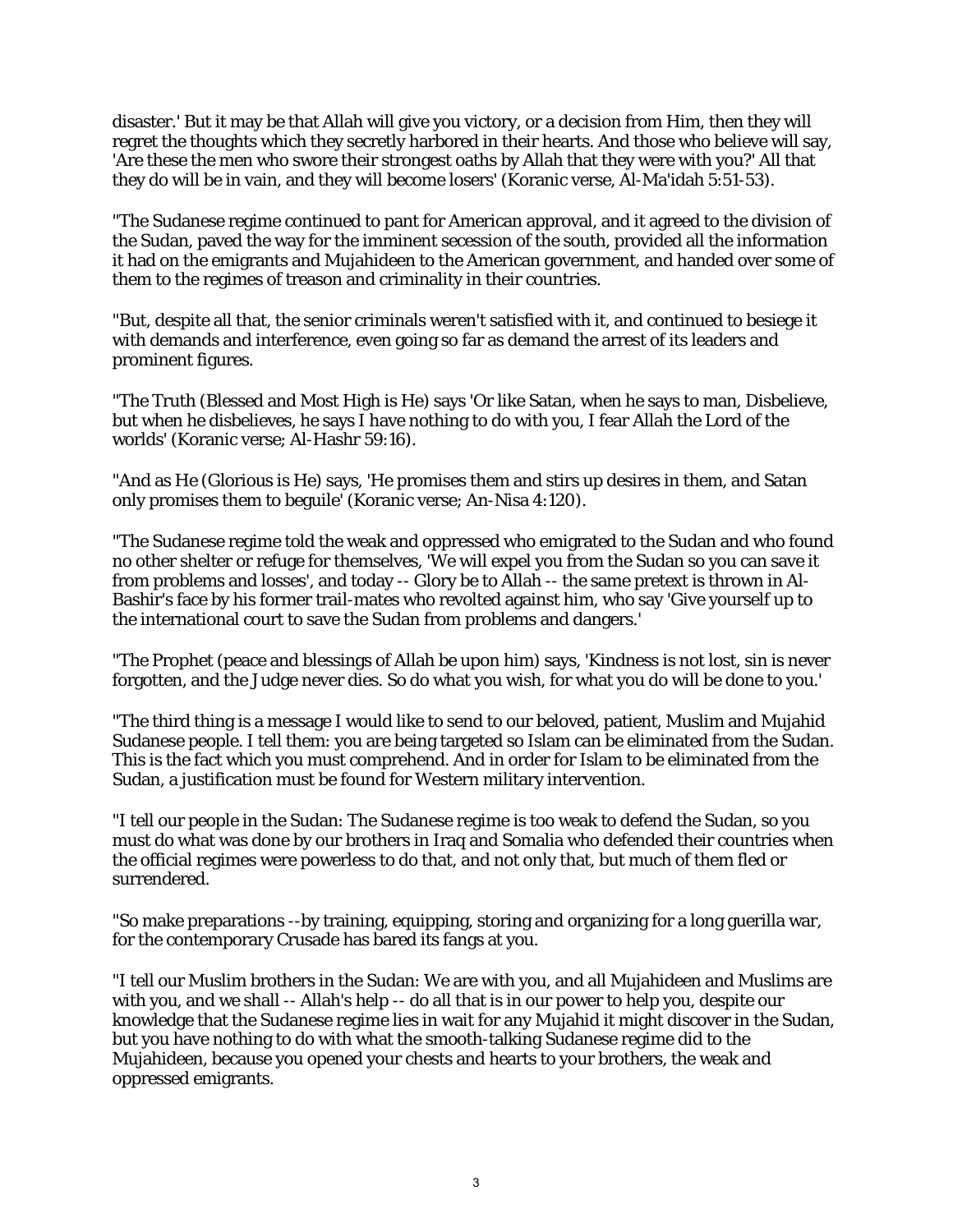disaster.' But it may be that Allah will give you victory, or a decision from Him, then they will regret the thoughts which they secretly harbored in their hearts. And those who believe will say, 'Are these the men who swore their strongest oaths by Allah that they were with you?' All that they do will be in vain, and they will become losers' (Koranic verse, Al-Ma'idah 5:51-53).

"The Sudanese regime continued to pant for American approval, and it agreed to the division of the Sudan, paved the way for the imminent secession of the south, provided all the information it had on the emigrants and Mujahideen to the American government, and handed over some of them to the regimes of treason and criminality in their countries.

"But, despite all that, the senior criminals weren't satisfied with it, and continued to besiege it with demands and interference, even going so far as demand the arrest of its leaders and prominent figures.

"The Truth (Blessed and Most High is He) says 'Or like Satan, when he says to man, Disbelieve, but when he disbelieves, he says I have nothing to do with you, I fear Allah the Lord of the worlds' (Koranic verse; Al-Hashr 59:16).

"And as He (Glorious is He) says, 'He promises them and stirs up desires in them, and Satan only promises them to beguile' (Koranic verse; An-Nisa 4:120).

"The Sudanese regime told the weak and oppressed who emigrated to the Sudan and who found no other shelter or refuge for themselves, 'We will expel you from the Sudan so you can save it from problems and losses', and today -- Glory be to Allah -- the same pretext is thrown in Al-Bashir's face by his former trail-mates who revolted against him, who say 'Give yourself up to the international court to save the Sudan from problems and dangers.'

"The Prophet (peace and blessings of Allah be upon him) says, 'Kindness is not lost, sin is never forgotten, and the Judge never dies. So do what you wish, for what you do will be done to you.'

"The third thing is a message I would like to send to our beloved, patient, Muslim and Mujahid Sudanese people. I tell them: you are being targeted so Islam can be eliminated from the Sudan. This is the fact which you must comprehend. And in order for Islam to be eliminated from the Sudan, a justification must be found for Western military intervention.

"I tell our people in the Sudan: The Sudanese regime is too weak to defend the Sudan, so you must do what was done by our brothers in Iraq and Somalia who defended their countries when the official regimes were powerless to do that, and not only that, but much of them fled or surrendered.

"So make preparations --by training, equipping, storing and organizing for a long guerilla war, for the contemporary Crusade has bared its fangs at you.

"I tell our Muslim brothers in the Sudan: We are with you, and all Mujahideen and Muslims are with you, and we shall -- Allah's help -- do all that is in our power to help you, despite our knowledge that the Sudanese regime lies in wait for any Mujahid it might discover in the Sudan, but you have nothing to do with what the smooth-talking Sudanese regime did to the Mujahideen, because you opened your chests and hearts to your brothers, the weak and oppressed emigrants.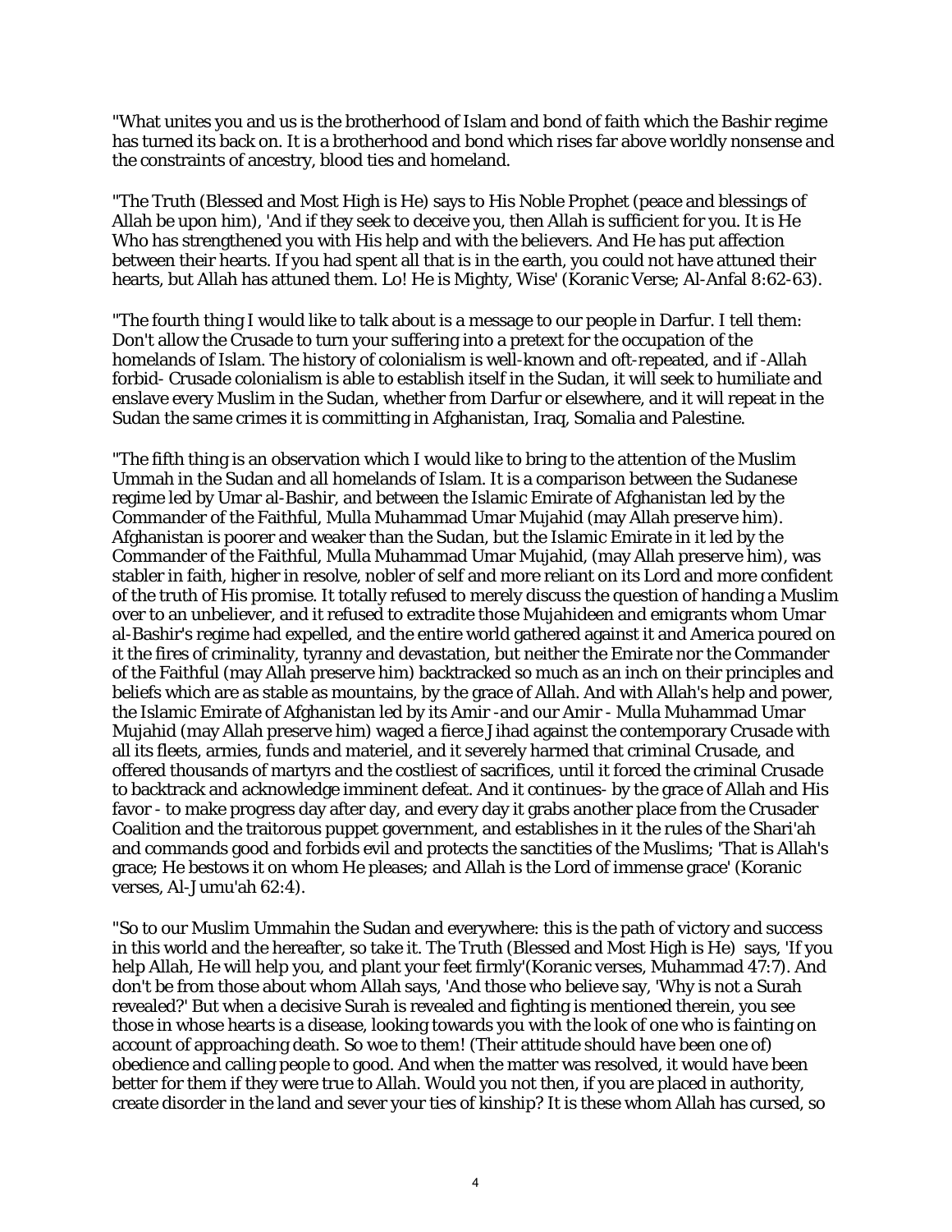"What unites you and us is the brotherhood of Islam and bond of faith which the Bashir regime has turned its back on. It is a brotherhood and bond which rises far above worldly nonsense and the constraints of ancestry, blood ties and homeland.

"The Truth (Blessed and Most High is He) says to His Noble Prophet (peace and blessings of Allah be upon him), 'And if they seek to deceive you, then Allah is sufficient for you. It is He Who has strengthened you with His help and with the believers. And He has put affection between their hearts. If you had spent all that is in the earth, you could not have attuned their hearts, but Allah has attuned them. Lo! He is Mighty, Wise' (Koranic Verse; Al-Anfal 8:62-63).

"The fourth thing I would like to talk about is a message to our people in Darfur. I tell them: Don't allow the Crusade to turn your suffering into a pretext for the occupation of the homelands of Islam. The history of colonialism is well-known and oft-repeated, and if -Allah forbid- Crusade colonialism is able to establish itself in the Sudan, it will seek to humiliate and enslave every Muslim in the Sudan, whether from Darfur or elsewhere, and it will repeat in the Sudan the same crimes it is committing in Afghanistan, Iraq, Somalia and Palestine.

"The fifth thing is an observation which I would like to bring to the attention of the Muslim Ummah in the Sudan and all homelands of Islam. It is a comparison between the Sudanese regime led by Umar al-Bashir, and between the Islamic Emirate of Afghanistan led by the Commander of the Faithful, Mulla Muhammad Umar Mujahid (may Allah preserve him). Afghanistan is poorer and weaker than the Sudan, but the Islamic Emirate in it led by the Commander of the Faithful, Mulla Muhammad Umar Mujahid, (may Allah preserve him), was stabler in faith, higher in resolve, nobler of self and more reliant on its Lord and more confident of the truth of His promise. It totally refused to merely discuss the question of handing a Muslim over to an unbeliever, and it refused to extradite those Mujahideen and emigrants whom Umar al-Bashir's regime had expelled, and the entire world gathered against it and America poured on it the fires of criminality, tyranny and devastation, but neither the Emirate nor the Commander of the Faithful (may Allah preserve him) backtracked so much as an inch on their principles and beliefs which are as stable as mountains, by the grace of Allah. And with Allah's help and power, the Islamic Emirate of Afghanistan led by its Amir -and our Amir - Mulla Muhammad Umar Mujahid (may Allah preserve him) waged a fierce Jihad against the contemporary Crusade with all its fleets, armies, funds and materiel, and it severely harmed that criminal Crusade, and offered thousands of martyrs and the costliest of sacrifices, until it forced the criminal Crusade to backtrack and acknowledge imminent defeat. And it continues- by the grace of Allah and His favor - to make progress day after day, and every day it grabs another place from the Crusader Coalition and the traitorous puppet government, and establishes in it the rules of the Shari'ah and commands good and forbids evil and protects the sanctities of the Muslims; 'That is Allah's grace; He bestows it on whom He pleases; and Allah is the Lord of immense grace' (Koranic verses, Al-Jumu'ah 62:4).

"So to our Muslim Ummahin the Sudan and everywhere: this is the path of victory and success in this world and the hereafter, so take it. The Truth (Blessed and Most High is He) says, 'If you help Allah, He will help you, and plant your feet firmly'(Koranic verses, Muhammad 47:7). And don't be from those about whom Allah says, 'And those who believe say, 'Why is not a Surah revealed?' But when a decisive Surah is revealed and fighting is mentioned therein, you see those in whose hearts is a disease, looking towards you with the look of one who is fainting on account of approaching death. So woe to them! (Their attitude should have been one of) obedience and calling people to good. And when the matter was resolved, it would have been better for them if they were true to Allah. Would you not then, if you are placed in authority, create disorder in the land and sever your ties of kinship? It is these whom Allah has cursed, so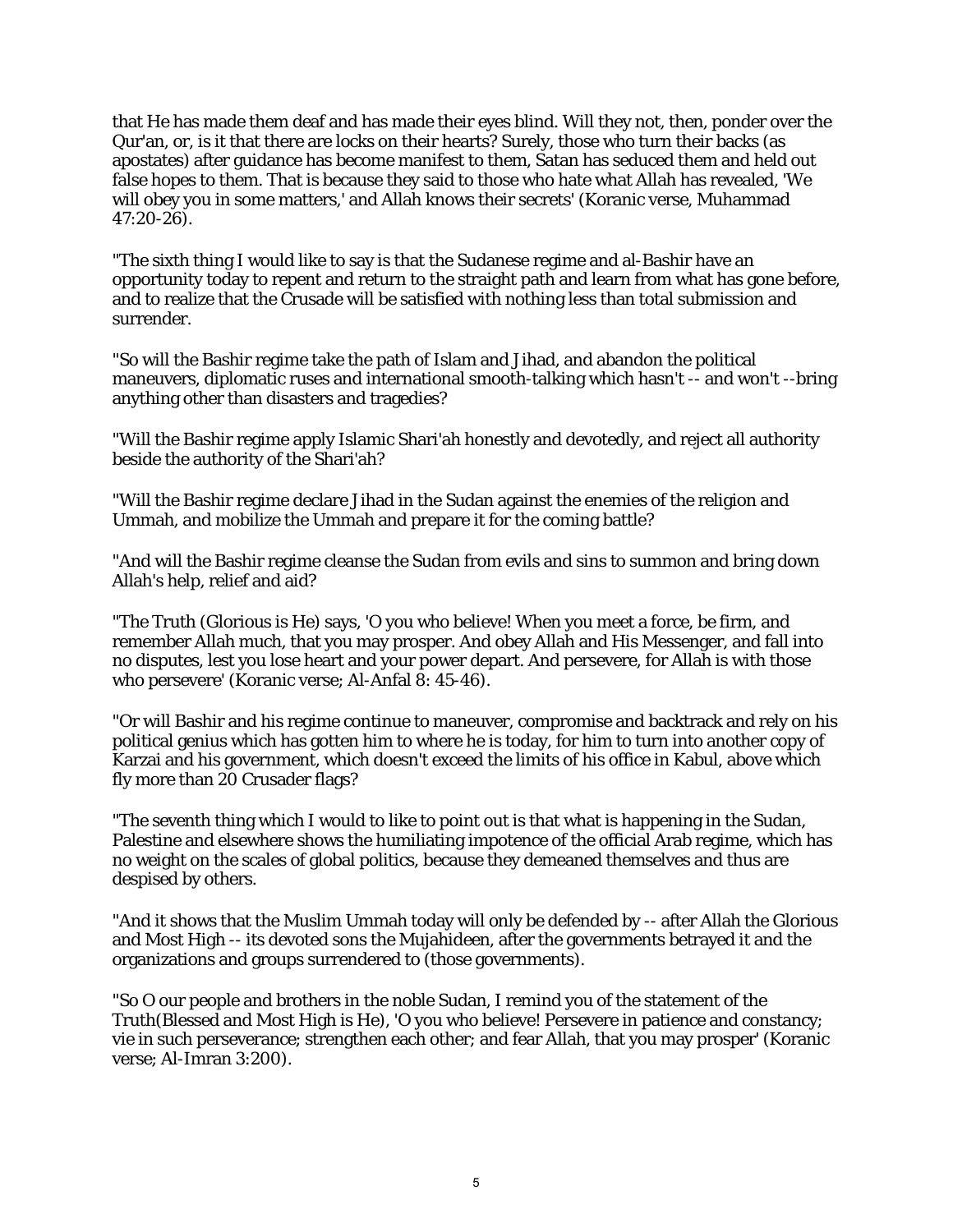that He has made them deaf and has made their eyes blind. Will they not, then, ponder over the Qur'an, or, is it that there are locks on their hearts? Surely, those who turn their backs (as apostates) after guidance has become manifest to them, Satan has seduced them and held out false hopes to them. That is because they said to those who hate what Allah has revealed, 'We will obey you in some matters,' and Allah knows their secrets' (Koranic verse, Muhammad 47:20-26).

"The sixth thing I would like to say is that the Sudanese regime and al-Bashir have an opportunity today to repent and return to the straight path and learn from what has gone before, and to realize that the Crusade will be satisfied with nothing less than total submission and surrender.

"So will the Bashir regime take the path of Islam and Jihad, and abandon the political maneuvers, diplomatic ruses and international smooth-talking which hasn't -- and won't --bring anything other than disasters and tragedies?

"Will the Bashir regime apply Islamic Shari'ah honestly and devotedly, and reject all authority beside the authority of the Shari'ah?

"Will the Bashir regime declare Jihad in the Sudan against the enemies of the religion and Ummah, and mobilize the Ummah and prepare it for the coming battle?

"And will the Bashir regime cleanse the Sudan from evils and sins to summon and bring down Allah's help, relief and aid?

"The Truth (Glorious is He) says, 'O you who believe! When you meet a force, be firm, and remember Allah much, that you may prosper. And obey Allah and His Messenger, and fall into no disputes, lest you lose heart and your power depart. And persevere, for Allah is with those who persevere' (Koranic verse; Al-Anfal 8: 45-46).

"Or will Bashir and his regime continue to maneuver, compromise and backtrack and rely on his political genius which has gotten him to where he is today, for him to turn into another copy of Karzai and his government, which doesn't exceed the limits of his office in Kabul, above which fly more than 20 Crusader flags?

"The seventh thing which I would to like to point out is that what is happening in the Sudan, Palestine and elsewhere shows the humiliating impotence of the official Arab regime, which has no weight on the scales of global politics, because they demeaned themselves and thus are despised by others.

"And it shows that the Muslim Ummah today will only be defended by -- after Allah the Glorious and Most High -- its devoted sons the Mujahideen, after the governments betrayed it and the organizations and groups surrendered to (those governments).

"So O our people and brothers in the noble Sudan, I remind you of the statement of the Truth(Blessed and Most High is He), 'O you who believe! Persevere in patience and constancy; vie in such perseverance; strengthen each other; and fear Allah, that you may prosper' (Koranic verse; Al-Imran 3:200).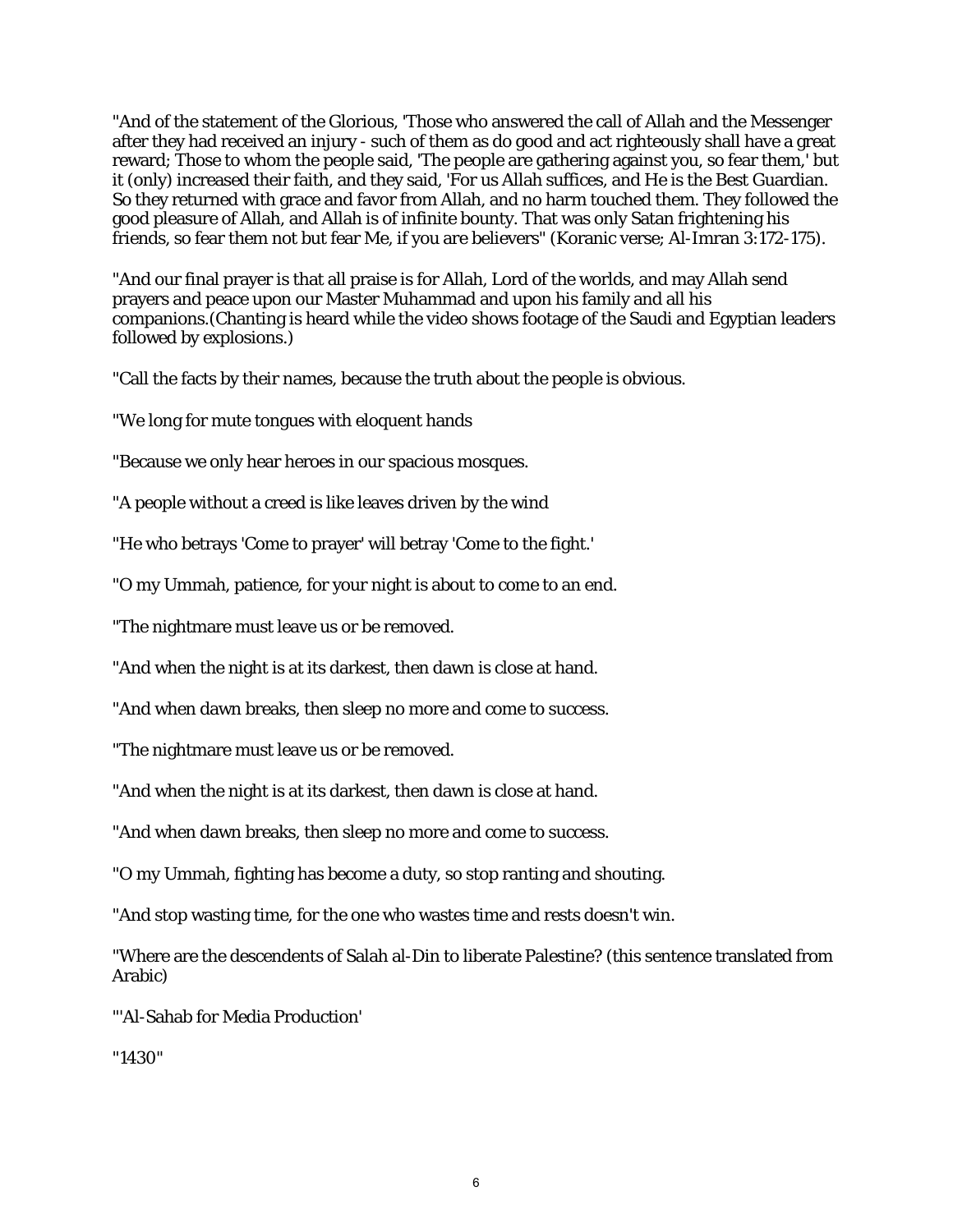"And of the statement of the Glorious, 'Those who answered the call of Allah and the Messenger after they had received an injury - such of them as do good and act righteously shall have a great reward; Those to whom the people said, 'The people are gathering against you, so fear them,' but it (only) increased their faith, and they said, 'For us Allah suffices, and He is the Best Guardian. So they returned with grace and favor from Allah, and no harm touched them. They followed the good pleasure of Allah, and Allah is of infinite bounty. That was only Satan frightening his friends, so fear them not but fear Me, if you are believers" (Koranic verse; Al-Imran 3:172-175).

"And our final prayer is that all praise is for Allah, Lord of the worlds, and may Allah send prayers and peace upon our Master Muhammad and upon his family and all his companions.(Chanting is heard while the video shows footage of the Saudi and Egyptian leaders followed by explosions.)

"Call the facts by their names, because the truth about the people is obvious.

"We long for mute tongues with eloquent hands

"Because we only hear heroes in our spacious mosques.

"A people without a creed is like leaves driven by the wind

"He who betrays 'Come to prayer' will betray 'Come to the fight.'

"O my Ummah, patience, for your night is about to come to an end.

"The nightmare must leave us or be removed.

"And when the night is at its darkest, then dawn is close at hand.

"And when dawn breaks, then sleep no more and come to success.

"The nightmare must leave us or be removed.

"And when the night is at its darkest, then dawn is close at hand.

"And when dawn breaks, then sleep no more and come to success.

"O my Ummah, fighting has become a duty, so stop ranting and shouting.

"And stop wasting time, for the one who wastes time and rests doesn't win.

"Where are the descendents of Salah al-Din to liberate Palestine? (this sentence translated from Arabic)

"'Al-Sahab for Media Production'

"1430"